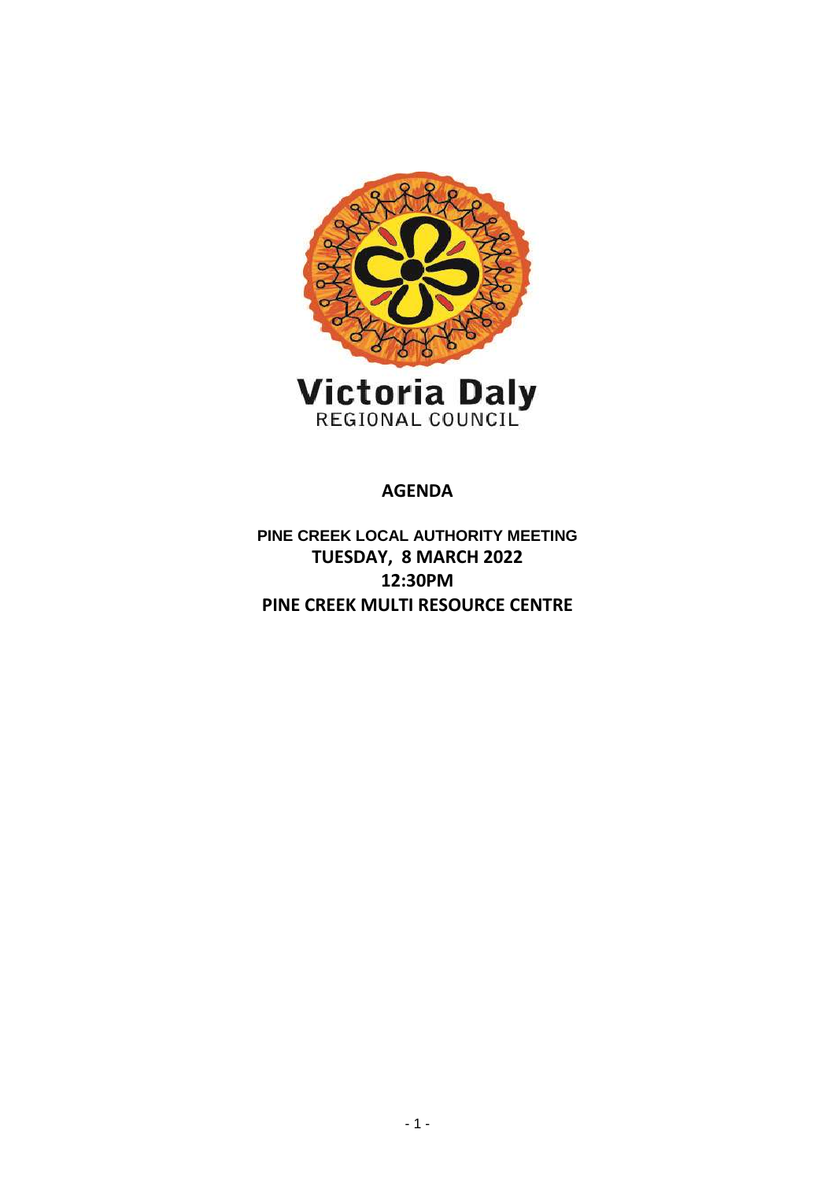Victoria Daly
REGIONAL COUNCIL

# AGENDA

**PINE CREEK LOCAL AUTHORITY MEETING**
**TUESDAY, 8 MARCH 2022**
**12:30PM**
**PINE CREEK MULTI RESOURCE CENTRE**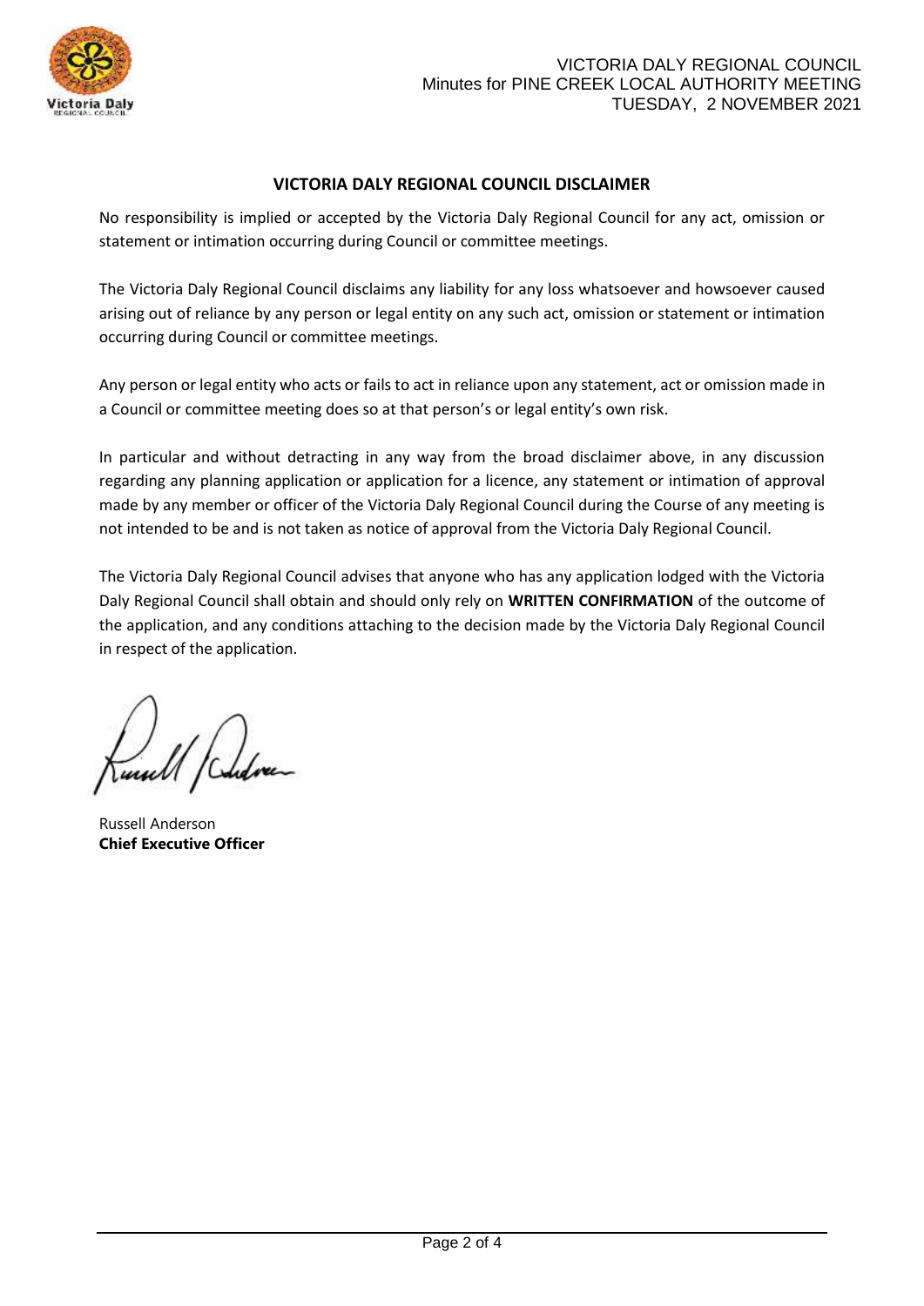## VICTORIA DALY REGIONAL COUNCIL DISCLAIMER

No responsibility is implied or accepted by the Victoria Daly Regional Council for any act, omission or statement or intimation occurring during Council or committee meetings.

The Victoria Daly Regional Council disclaims any liability for any loss whatsoever and howsoever caused arising out of reliance by any person or legal entity on any such act, omission or statement or intimation occurring during Council or committee meetings.

Any person or legal entity who acts or fails to act in reliance upon any statement, act or omission made in a Council or committee meeting does so at that person's or legal entity's own risk.

In particular and without detracting in any way from the broad disclaimer above, in any discussion regarding any planning application or application for a licence, any statement or intimation of approval made by any member or officer of the Victoria Daly Regional Council during the Course of any meeting is not intended to be and is not taken as notice of approval from the Victoria Daly Regional Council.

The Victoria Daly Regional Council advises that anyone who has any application lodged with the Victoria Daly Regional Council shall obtain and should only rely on **WRITTEN CONFIRMATION** of the outcome of the application, and any conditions attaching to the decision made by the Victoria Daly Regional Council in respect of the application.

Russell Anderson
**Chief Executive Officer**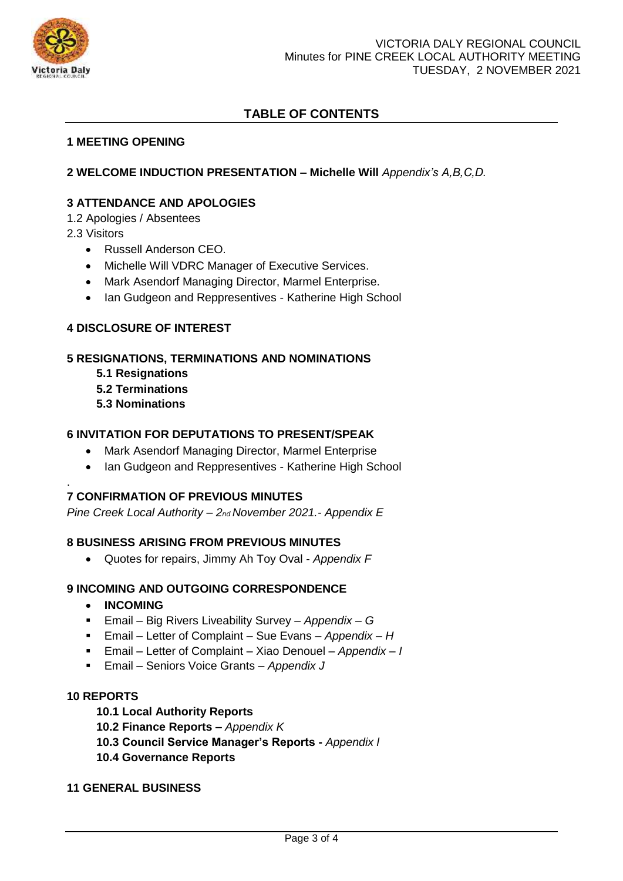## TABLE OF CONTENTS

### 1 MEETING OPENING

### 2 WELCOME INDUCTION PRESENTATION – Michelle Will *Appendix's A,B,C,D.*

### 3 ATTENDANCE AND APOLOGIES

1.2 Apologies / Absentees

2.3 Visitors

- Russell Anderson CEO.
- Michelle Will VDRC Manager of Executive Services.
- Mark Asendorf Managing Director, Marmel Enterprise.
- Ian Gudgeon and Reppresentives - Katherine High School

### 4 DISCLOSURE OF INTEREST

### 5 RESIGNATIONS, TERMINATIONS AND NOMINATIONS

**5.1 Resignations**

**5.2 Terminations**

**5.3 Nominations**

### 6 INVITATION FOR DEPUTATIONS TO PRESENT/SPEAK

- Mark Asendorf Managing Director, Marmel Enterprise
- Ian Gudgeon and Reppresentives - Katherine High School

.

### 7 CONFIRMATION OF PREVIOUS MINUTES

*Pine Creek Local Authority – 2nd November 2021.- Appendix E*

### 8 BUSINESS ARISING FROM PREVIOUS MINUTES

- Quotes for repairs, Jimmy Ah Toy Oval - *Appendix F*

### 9 INCOMING AND OUTGOING CORRESPONDENCE

- **INCOMING**
  - Email – Big Rivers Liveability Survey – *Appendix – G*
  - Email – Letter of Complaint – Sue Evans – *Appendix – H*
  - Email – Letter of Complaint – Xiao Denouel – *Appendix – I*
  - Email – Seniors Voice Grants – *Appendix J*

### 10 REPORTS

**10.1 Local Authority Reports**

**10.2 Finance Reports –** *Appendix K*

**10.3 Council Service Manager's Reports -** *Appendix l*

**10.4 Governance Reports**

### 11 GENERAL BUSINESS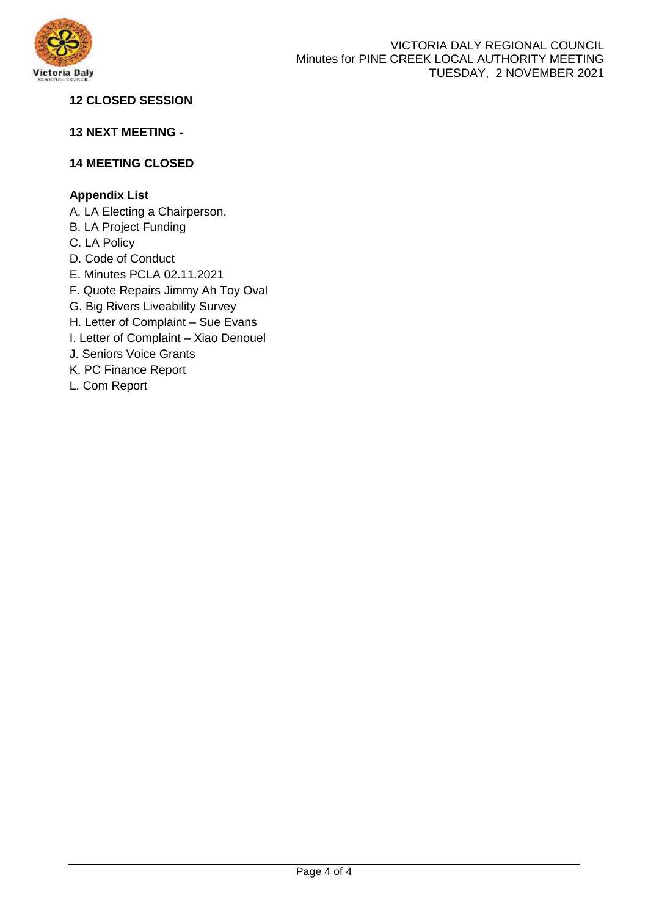## 12 CLOSED SESSION

## 13 NEXT MEETING -

## 14 MEETING CLOSED

**Appendix List**

A. LA Electing a Chairperson.
B. LA Project Funding
C. LA Policy
D. Code of Conduct
E. Minutes PCLA 02.11.2021
F. Quote Repairs Jimmy Ah Toy Oval
G. Big Rivers Liveability Survey
H. Letter of Complaint – Sue Evans
I. Letter of Complaint – Xiao Denouel
J. Seniors Voice Grants
K. PC Finance Report
L. Com Report